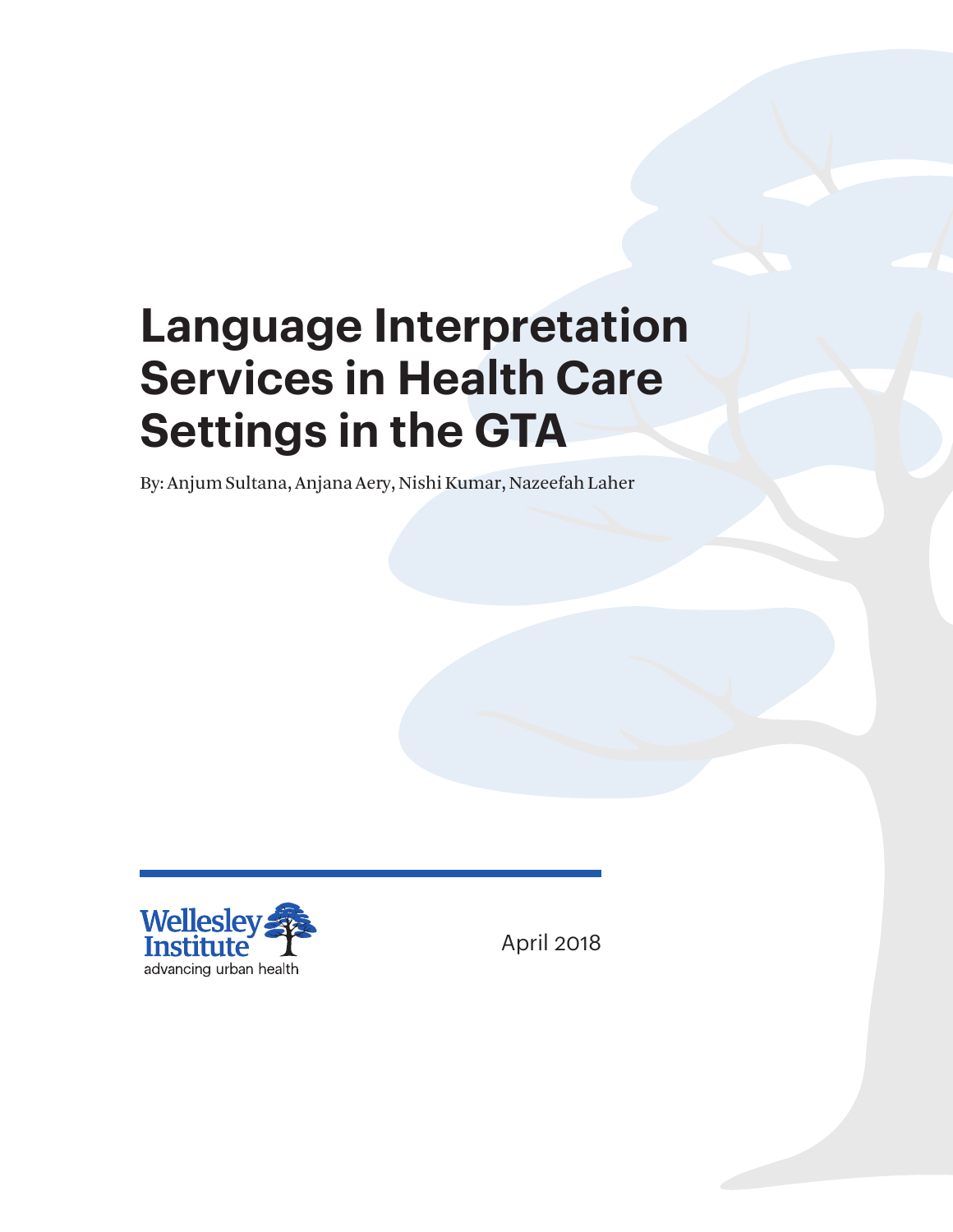# Language Interpretation Services in Health Care Settings in the GTA

By: Anjum Sultana, Anjana Aery, Nishi Kumar, Nazeefah Laher

Wellesley Institute
advancing urban health

April 2018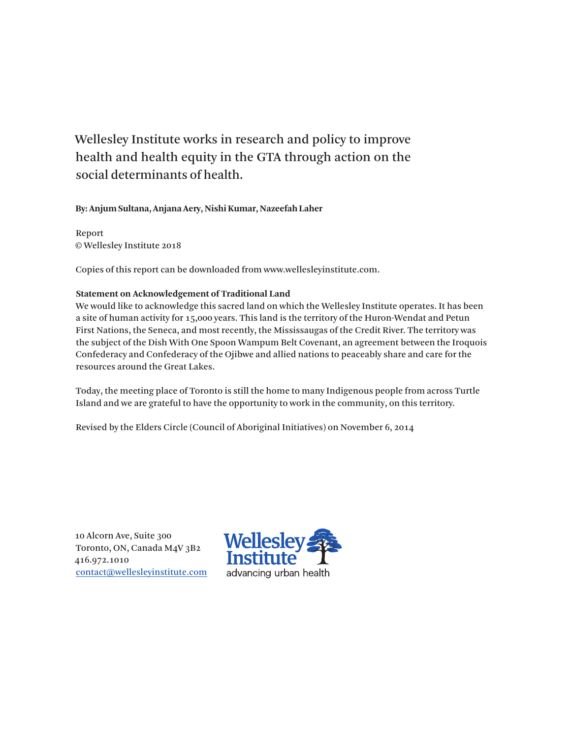Wellesley Institute works in research and policy to improve health and health equity in the GTA through action on the social determinants of health.

**By: Anjum Sultana, Anjana Aery, Nishi Kumar, Nazeefah Laher**

Report
© Wellesley Institute 2018

Copies of this report can be downloaded from www.wellesleyinstitute.com.

**Statement on Acknowledgement of Traditional Land**
We would like to acknowledge this sacred land on which the Wellesley Institute operates. It has been a site of human activity for 15,000 years. This land is the territory of the Huron-Wendat and Petun First Nations, the Seneca, and most recently, the Mississaugas of the Credit River. The territory was the subject of the Dish With One Spoon Wampum Belt Covenant, an agreement between the Iroquois Confederacy and Confederacy of the Ojibwe and allied nations to peaceably share and care for the resources around the Great Lakes.

Today, the meeting place of Toronto is still the home to many Indigenous people from across Turtle Island and we are grateful to have the opportunity to work in the community, on this territory.

Revised by the Elders Circle (Council of Aboriginal Initiatives) on November 6, 2014

10 Alcorn Ave, Suite 300
Toronto, ON, Canada M4V 3B2
416.972.1010
contact@wellesleyinstitute.com

Wellesley Institute
advancing urban health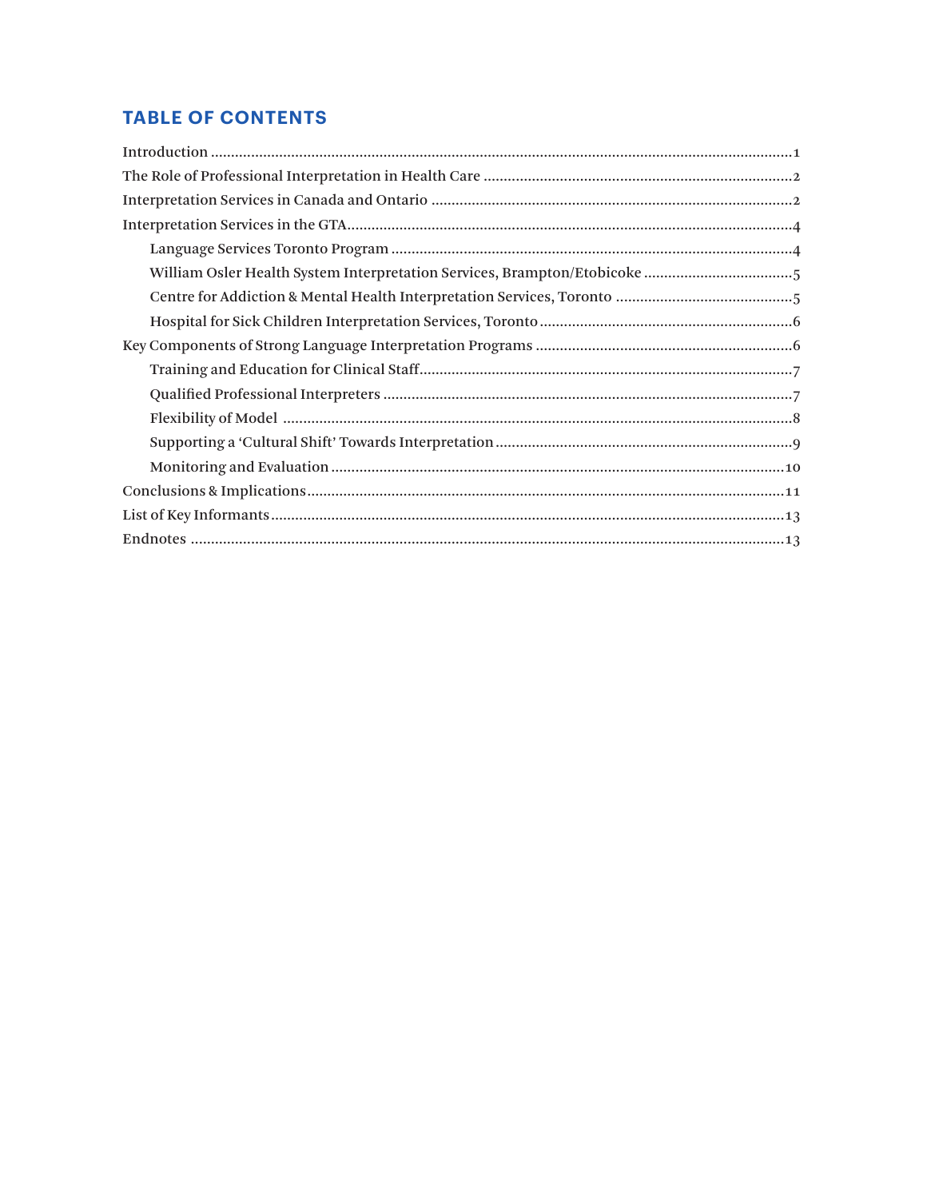## TABLE OF CONTENTS

Introduction .....1

The Role of Professional Interpretation in Health Care .....2

Interpretation Services in Canada and Ontario .....2

Interpretation Services in the GTA.....4

- Language Services Toronto Program .....4
- William Osler Health System Interpretation Services, Brampton/Etobicoke .....5
- Centre for Addiction & Mental Health Interpretation Services, Toronto .....5
- Hospital for Sick Children Interpretation Services, Toronto .....6

Key Components of Strong Language Interpretation Programs .....6

- Training and Education for Clinical Staff.....7
- Qualified Professional Interpreters .....7
- Flexibility of Model .....8
- Supporting a 'Cultural Shift' Towards Interpretation .....9
- Monitoring and Evaluation .....10

Conclusions & Implications.....11

List of Key Informants.....13

Endnotes .....13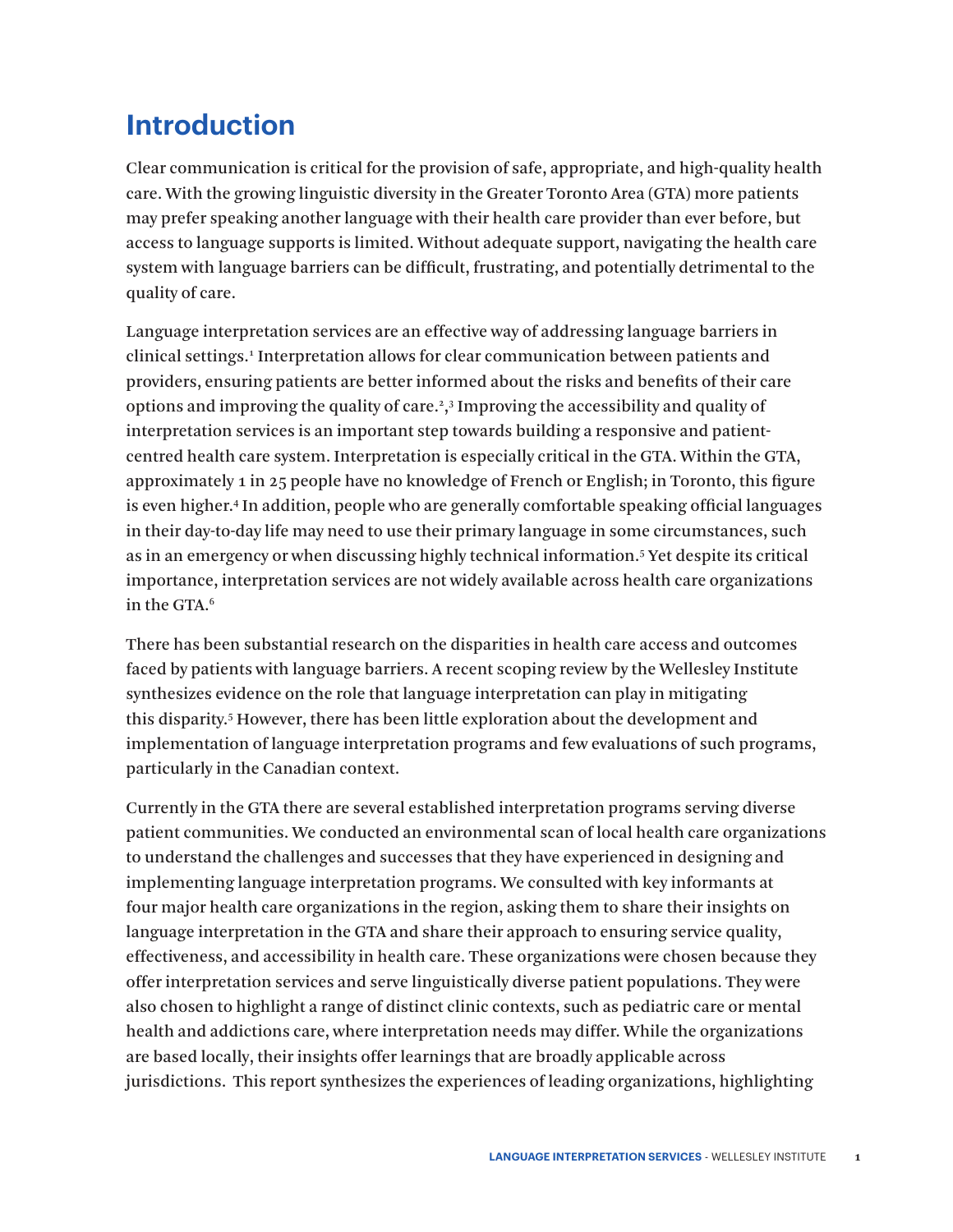# Introduction

Clear communication is critical for the provision of safe, appropriate, and high-quality health care. With the growing linguistic diversity in the Greater Toronto Area (GTA) more patients may prefer speaking another language with their health care provider than ever before, but access to language supports is limited. Without adequate support, navigating the health care system with language barriers can be difficult, frustrating, and potentially detrimental to the quality of care.

Language interpretation services are an effective way of addressing language barriers in clinical settings.[1] Interpretation allows for clear communication between patients and providers, ensuring patients are better informed about the risks and benefits of their care options and improving the quality of care.[2,3] Improving the accessibility and quality of interpretation services is an important step towards building a responsive and patient-centred health care system. Interpretation is especially critical in the GTA. Within the GTA, approximately 1 in 25 people have no knowledge of French or English; in Toronto, this figure is even higher.[4] In addition, people who are generally comfortable speaking official languages in their day-to-day life may need to use their primary language in some circumstances, such as in an emergency or when discussing highly technical information.[5] Yet despite its critical importance, interpretation services are not widely available across health care organizations in the GTA.[6]

There has been substantial research on the disparities in health care access and outcomes faced by patients with language barriers. A recent scoping review by the Wellesley Institute synthesizes evidence on the role that language interpretation can play in mitigating this disparity.[5] However, there has been little exploration about the development and implementation of language interpretation programs and few evaluations of such programs, particularly in the Canadian context.

Currently in the GTA there are several established interpretation programs serving diverse patient communities. We conducted an environmental scan of local health care organizations to understand the challenges and successes that they have experienced in designing and implementing language interpretation programs. We consulted with key informants at four major health care organizations in the region, asking them to share their insights on language interpretation in the GTA and share their approach to ensuring service quality, effectiveness, and accessibility in health care. These organizations were chosen because they offer interpretation services and serve linguistically diverse patient populations. They were also chosen to highlight a range of distinct clinic contexts, such as pediatric care or mental health and addictions care, where interpretation needs may differ. While the organizations are based locally, their insights offer learnings that are broadly applicable across jurisdictions. This report synthesizes the experiences of leading organizations, highlighting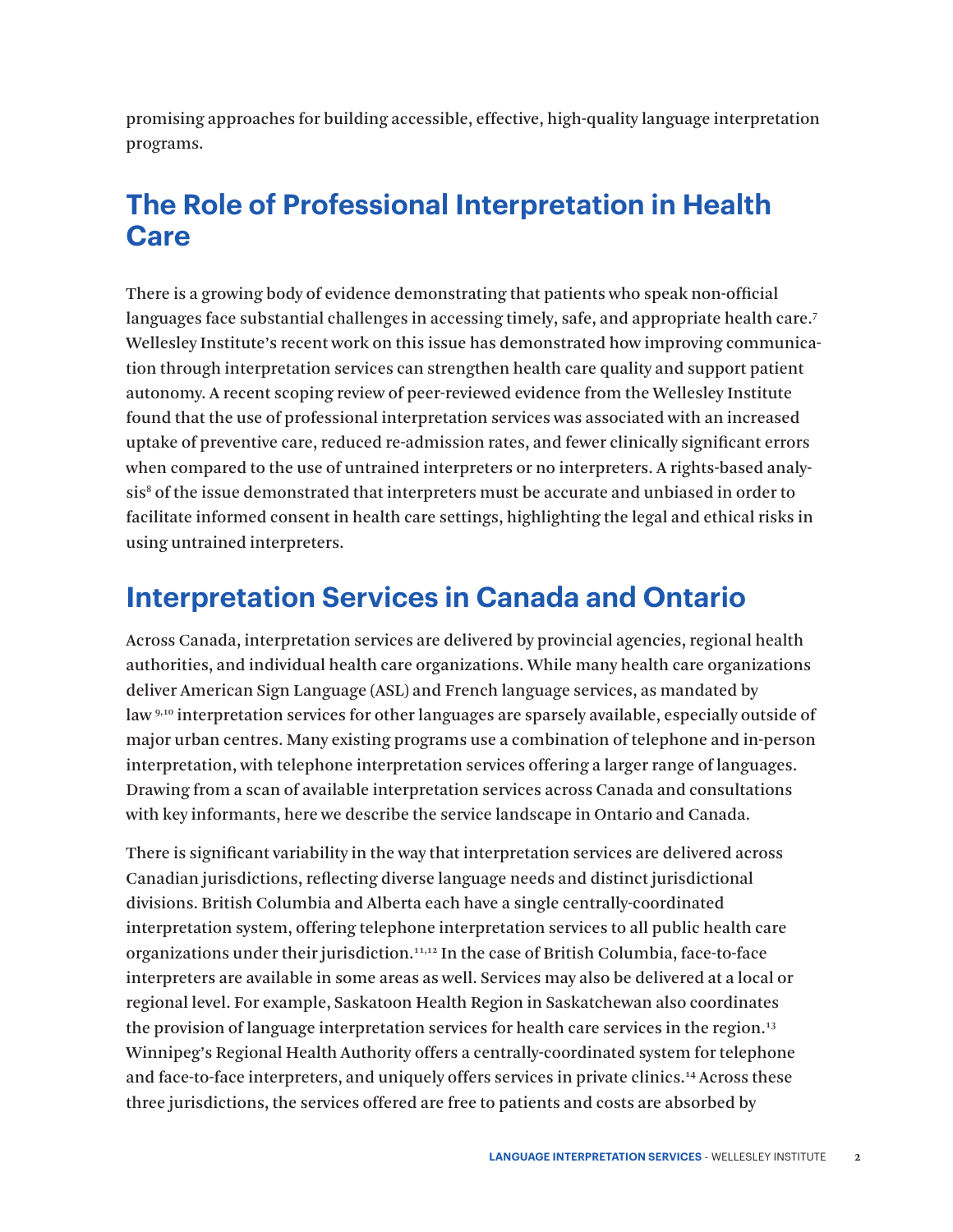promising approaches for building accessible, effective, high-quality language interpretation programs.

## The Role of Professional Interpretation in Health Care

There is a growing body of evidence demonstrating that patients who speak non-official languages face substantial challenges in accessing timely, safe, and appropriate health care.[7] Wellesley Institute's recent work on this issue has demonstrated how improving communication through interpretation services can strengthen health care quality and support patient autonomy. A recent scoping review of peer-reviewed evidence from the Wellesley Institute found that the use of professional interpretation services was associated with an increased uptake of preventive care, reduced re-admission rates, and fewer clinically significant errors when compared to the use of untrained interpreters or no interpreters. A rights-based analysis[8] of the issue demonstrated that interpreters must be accurate and unbiased in order to facilitate informed consent in health care settings, highlighting the legal and ethical risks in using untrained interpreters.

## Interpretation Services in Canada and Ontario

Across Canada, interpretation services are delivered by provincial agencies, regional health authorities, and individual health care organizations. While many health care organizations deliver American Sign Language (ASL) and French language services, as mandated by law [9,10] interpretation services for other languages are sparsely available, especially outside of major urban centres. Many existing programs use a combination of telephone and in-person interpretation, with telephone interpretation services offering a larger range of languages. Drawing from a scan of available interpretation services across Canada and consultations with key informants, here we describe the service landscape in Ontario and Canada.

There is significant variability in the way that interpretation services are delivered across Canadian jurisdictions, reflecting diverse language needs and distinct jurisdictional divisions. British Columbia and Alberta each have a single centrally-coordinated interpretation system, offering telephone interpretation services to all public health care organizations under their jurisdiction.[11,12] In the case of British Columbia, face-to-face interpreters are available in some areas as well. Services may also be delivered at a local or regional level. For example, Saskatoon Health Region in Saskatchewan also coordinates the provision of language interpretation services for health care services in the region.[13] Winnipeg's Regional Health Authority offers a centrally-coordinated system for telephone and face-to-face interpreters, and uniquely offers services in private clinics.[14] Across these three jurisdictions, the services offered are free to patients and costs are absorbed by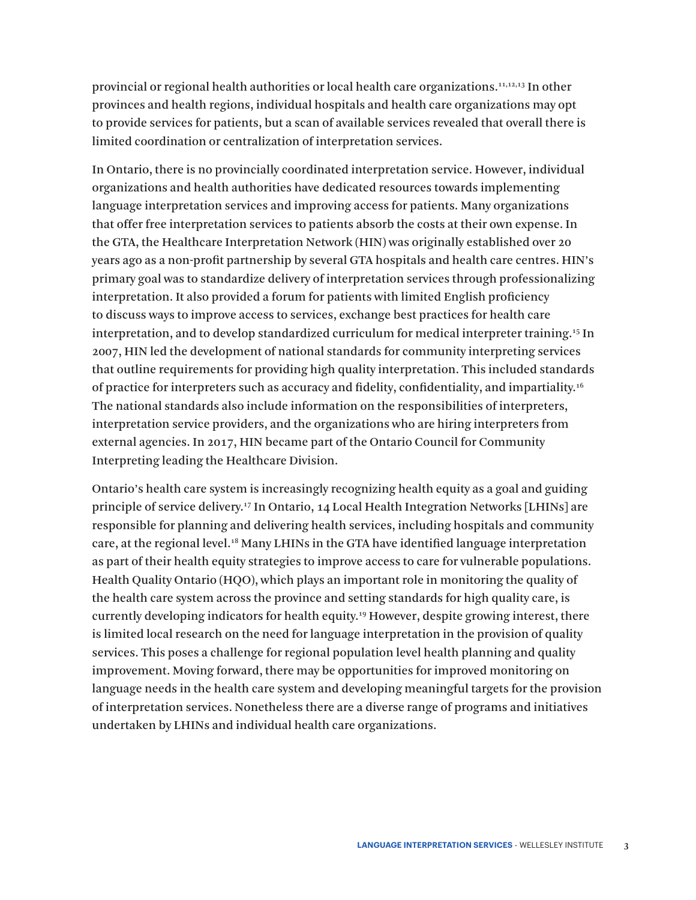provincial or regional health authorities or local health care organizations.[11,12,13] In other provinces and health regions, individual hospitals and health care organizations may opt to provide services for patients, but a scan of available services revealed that overall there is limited coordination or centralization of interpretation services.

In Ontario, there is no provincially coordinated interpretation service. However, individual organizations and health authorities have dedicated resources towards implementing language interpretation services and improving access for patients. Many organizations that offer free interpretation services to patients absorb the costs at their own expense. In the GTA, the Healthcare Interpretation Network (HIN) was originally established over 20 years ago as a non-profit partnership by several GTA hospitals and health care centres. HIN's primary goal was to standardize delivery of interpretation services through professionalizing interpretation. It also provided a forum for patients with limited English proficiency to discuss ways to improve access to services, exchange best practices for health care interpretation, and to develop standardized curriculum for medical interpreter training.[15] In 2007, HIN led the development of national standards for community interpreting services that outline requirements for providing high quality interpretation. This included standards of practice for interpreters such as accuracy and fidelity, confidentiality, and impartiality.[16] The national standards also include information on the responsibilities of interpreters, interpretation service providers, and the organizations who are hiring interpreters from external agencies. In 2017, HIN became part of the Ontario Council for Community Interpreting leading the Healthcare Division.

Ontario's health care system is increasingly recognizing health equity as a goal and guiding principle of service delivery.[17] In Ontario, 14 Local Health Integration Networks [LHINs] are responsible for planning and delivering health services, including hospitals and community care, at the regional level.[18] Many LHINs in the GTA have identified language interpretation as part of their health equity strategies to improve access to care for vulnerable populations. Health Quality Ontario (HQO), which plays an important role in monitoring the quality of the health care system across the province and setting standards for high quality care, is currently developing indicators for health equity.[19] However, despite growing interest, there is limited local research on the need for language interpretation in the provision of quality services. This poses a challenge for regional population level health planning and quality improvement. Moving forward, there may be opportunities for improved monitoring on language needs in the health care system and developing meaningful targets for the provision of interpretation services. Nonetheless there are a diverse range of programs and initiatives undertaken by LHINs and individual health care organizations.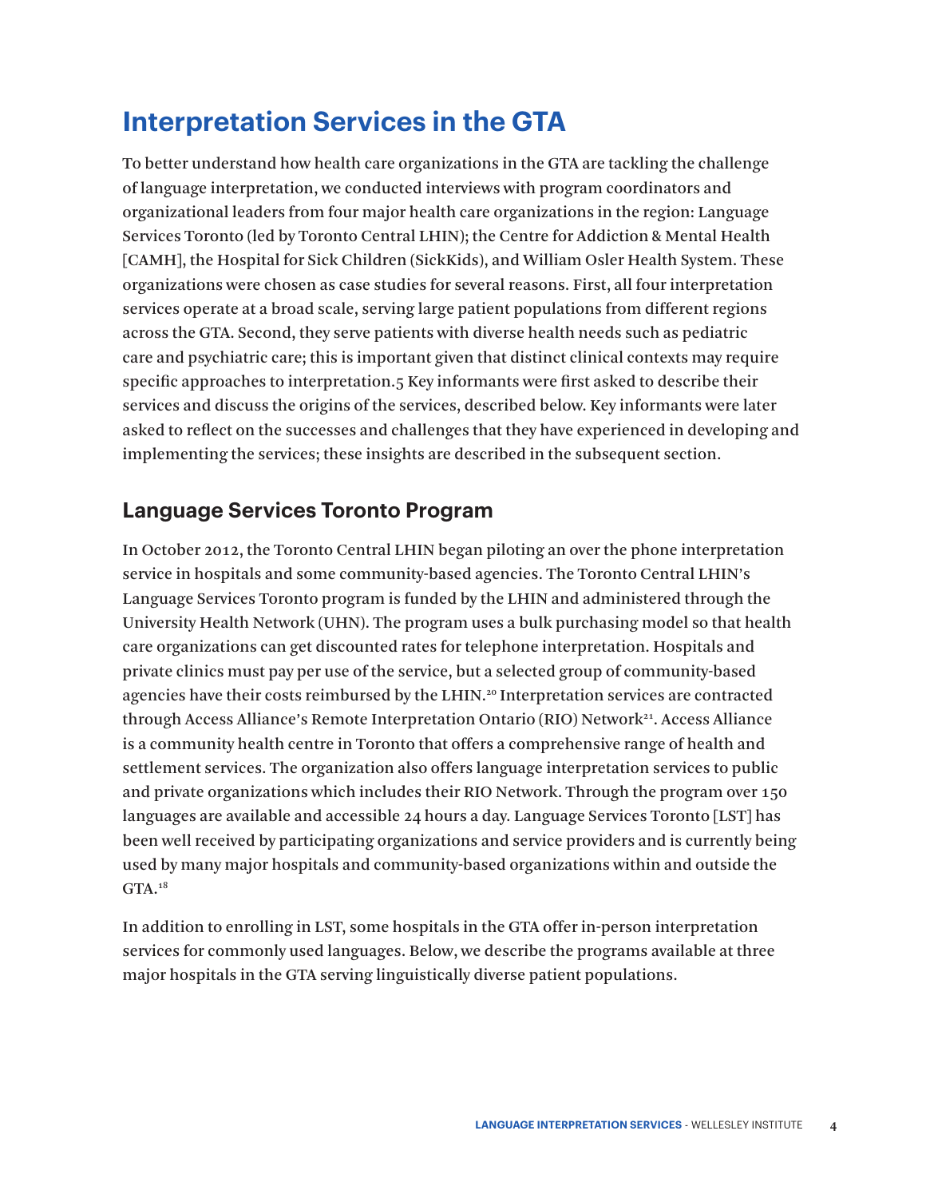# Interpretation Services in the GTA

To better understand how health care organizations in the GTA are tackling the challenge of language interpretation, we conducted interviews with program coordinators and organizational leaders from four major health care organizations in the region: Language Services Toronto (led by Toronto Central LHIN); the Centre for Addiction & Mental Health [CAMH], the Hospital for Sick Children (SickKids), and William Osler Health System. These organizations were chosen as case studies for several reasons. First, all four interpretation services operate at a broad scale, serving large patient populations from different regions across the GTA. Second, they serve patients with diverse health needs such as pediatric care and psychiatric care; this is important given that distinct clinical contexts may require specific approaches to interpretation.5 Key informants were first asked to describe their services and discuss the origins of the services, described below. Key informants were later asked to reflect on the successes and challenges that they have experienced in developing and implementing the services; these insights are described in the subsequent section.

## Language Services Toronto Program

In October 2012, the Toronto Central LHIN began piloting an over the phone interpretation service in hospitals and some community-based agencies. The Toronto Central LHIN's Language Services Toronto program is funded by the LHIN and administered through the University Health Network (UHN). The program uses a bulk purchasing model so that health care organizations can get discounted rates for telephone interpretation. Hospitals and private clinics must pay per use of the service, but a selected group of community-based agencies have their costs reimbursed by the LHIN.[20] Interpretation services are contracted through Access Alliance's Remote Interpretation Ontario (RIO) Network[21]. Access Alliance is a community health centre in Toronto that offers a comprehensive range of health and settlement services. The organization also offers language interpretation services to public and private organizations which includes their RIO Network. Through the program over 150 languages are available and accessible 24 hours a day. Language Services Toronto [LST] has been well received by participating organizations and service providers and is currently being used by many major hospitals and community-based organizations within and outside the GTA.[18]

In addition to enrolling in LST, some hospitals in the GTA offer in-person interpretation services for commonly used languages. Below, we describe the programs available at three major hospitals in the GTA serving linguistically diverse patient populations.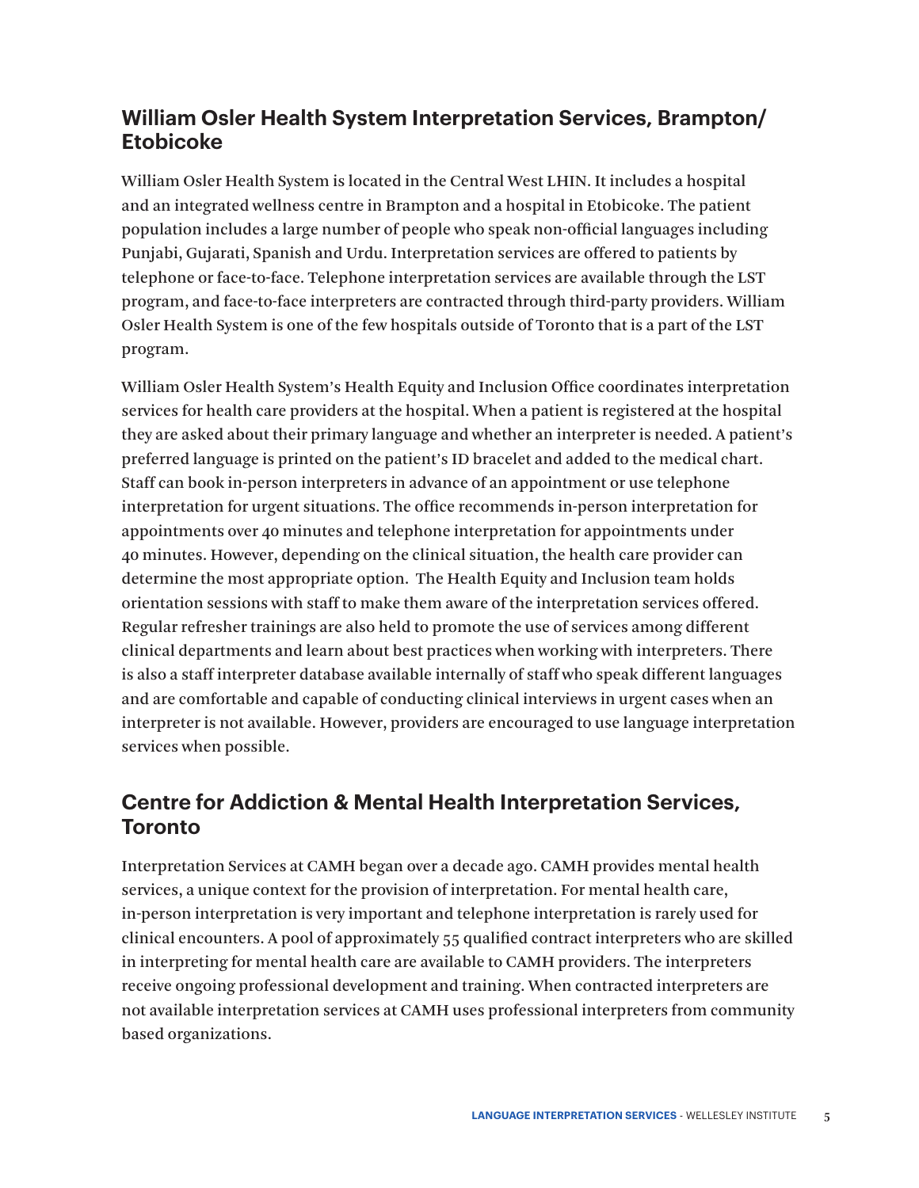## William Osler Health System Interpretation Services, Brampton/ Etobicoke

William Osler Health System is located in the Central West LHIN. It includes a hospital and an integrated wellness centre in Brampton and a hospital in Etobicoke. The patient population includes a large number of people who speak non-official languages including Punjabi, Gujarati, Spanish and Urdu. Interpretation services are offered to patients by telephone or face-to-face. Telephone interpretation services are available through the LST program, and face-to-face interpreters are contracted through third-party providers. William Osler Health System is one of the few hospitals outside of Toronto that is a part of the LST program.

William Osler Health System's Health Equity and Inclusion Office coordinates interpretation services for health care providers at the hospital. When a patient is registered at the hospital they are asked about their primary language and whether an interpreter is needed. A patient's preferred language is printed on the patient's ID bracelet and added to the medical chart. Staff can book in-person interpreters in advance of an appointment or use telephone interpretation for urgent situations. The office recommends in-person interpretation for appointments over 40 minutes and telephone interpretation for appointments under 40 minutes. However, depending on the clinical situation, the health care provider can determine the most appropriate option. The Health Equity and Inclusion team holds orientation sessions with staff to make them aware of the interpretation services offered. Regular refresher trainings are also held to promote the use of services among different clinical departments and learn about best practices when working with interpreters. There is also a staff interpreter database available internally of staff who speak different languages and are comfortable and capable of conducting clinical interviews in urgent cases when an interpreter is not available. However, providers are encouraged to use language interpretation services when possible.

## Centre for Addiction & Mental Health Interpretation Services, Toronto

Interpretation Services at CAMH began over a decade ago. CAMH provides mental health services, a unique context for the provision of interpretation. For mental health care, in-person interpretation is very important and telephone interpretation is rarely used for clinical encounters. A pool of approximately 55 qualified contract interpreters who are skilled in interpreting for mental health care are available to CAMH providers. The interpreters receive ongoing professional development and training. When contracted interpreters are not available interpretation services at CAMH uses professional interpreters from community based organizations.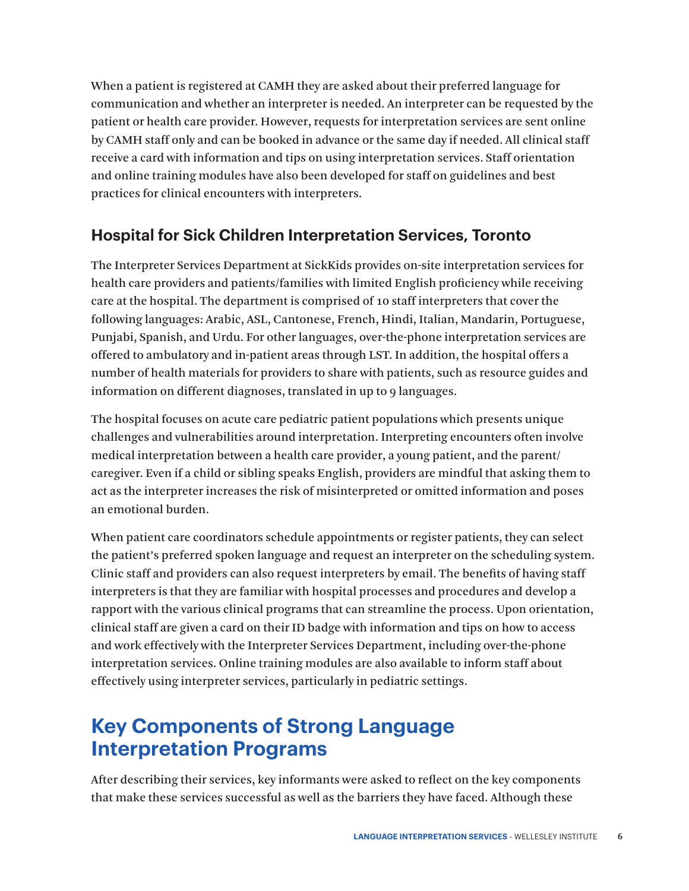When a patient is registered at CAMH they are asked about their preferred language for communication and whether an interpreter is needed. An interpreter can be requested by the patient or health care provider. However, requests for interpretation services are sent online by CAMH staff only and can be booked in advance or the same day if needed. All clinical staff receive a card with information and tips on using interpretation services. Staff orientation and online training modules have also been developed for staff on guidelines and best practices for clinical encounters with interpreters.

### Hospital for Sick Children Interpretation Services, Toronto

The Interpreter Services Department at SickKids provides on-site interpretation services for health care providers and patients/families with limited English proficiency while receiving care at the hospital. The department is comprised of 10 staff interpreters that cover the following languages: Arabic, ASL, Cantonese, French, Hindi, Italian, Mandarin, Portuguese, Punjabi, Spanish, and Urdu. For other languages, over-the-phone interpretation services are offered to ambulatory and in-patient areas through LST. In addition, the hospital offers a number of health materials for providers to share with patients, such as resource guides and information on different diagnoses, translated in up to 9 languages.

The hospital focuses on acute care pediatric patient populations which presents unique challenges and vulnerabilities around interpretation. Interpreting encounters often involve medical interpretation between a health care provider, a young patient, and the parent/caregiver. Even if a child or sibling speaks English, providers are mindful that asking them to act as the interpreter increases the risk of misinterpreted or omitted information and poses an emotional burden.

When patient care coordinators schedule appointments or register patients, they can select the patient's preferred spoken language and request an interpreter on the scheduling system. Clinic staff and providers can also request interpreters by email. The benefits of having staff interpreters is that they are familiar with hospital processes and procedures and develop a rapport with the various clinical programs that can streamline the process. Upon orientation, clinical staff are given a card on their ID badge with information and tips on how to access and work effectively with the Interpreter Services Department, including over-the-phone interpretation services. Online training modules are also available to inform staff about effectively using interpreter services, particularly in pediatric settings.

## Key Components of Strong Language Interpretation Programs

After describing their services, key informants were asked to reflect on the key components that make these services successful as well as the barriers they have faced. Although these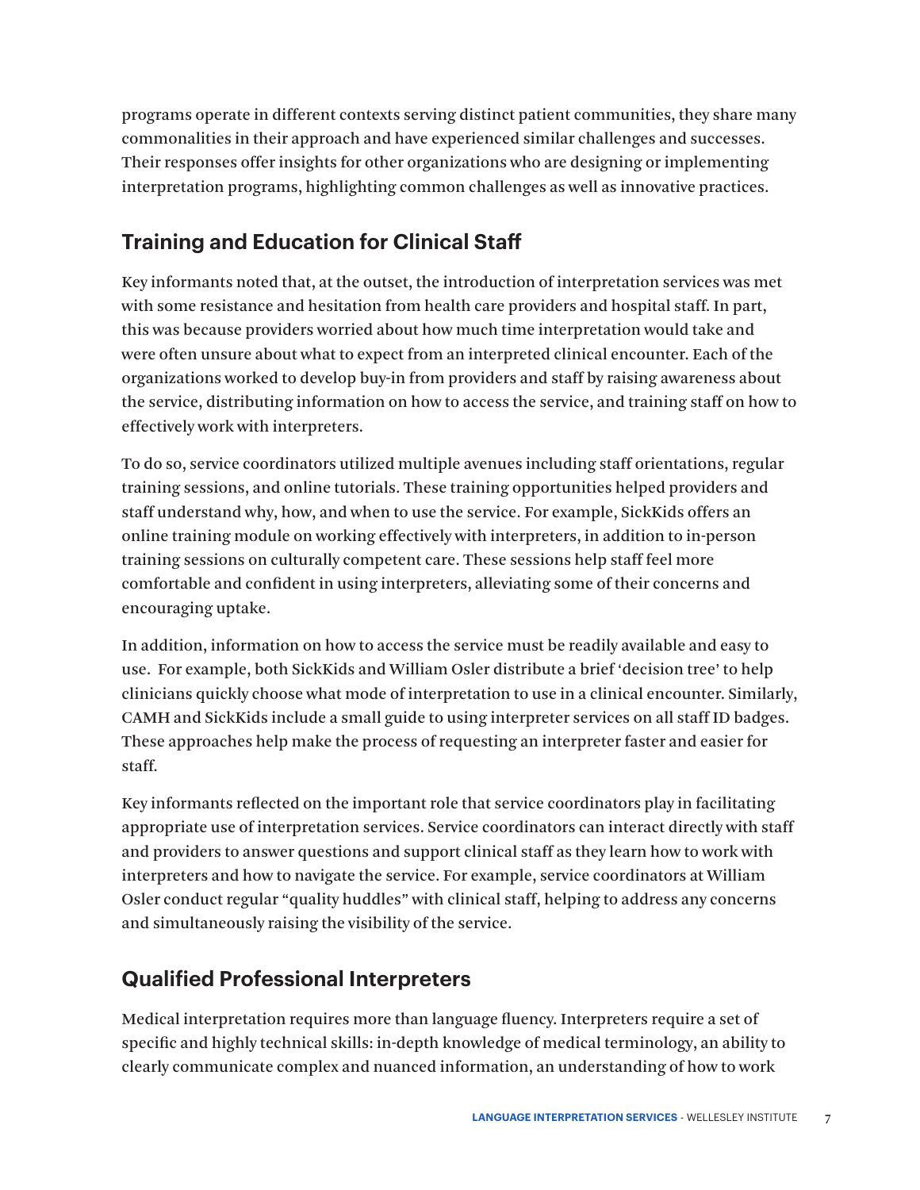programs operate in different contexts serving distinct patient communities, they share many commonalities in their approach and have experienced similar challenges and successes. Their responses offer insights for other organizations who are designing or implementing interpretation programs, highlighting common challenges as well as innovative practices.

## Training and Education for Clinical Staff

Key informants noted that, at the outset, the introduction of interpretation services was met with some resistance and hesitation from health care providers and hospital staff. In part, this was because providers worried about how much time interpretation would take and were often unsure about what to expect from an interpreted clinical encounter. Each of the organizations worked to develop buy-in from providers and staff by raising awareness about the service, distributing information on how to access the service, and training staff on how to effectively work with interpreters.

To do so, service coordinators utilized multiple avenues including staff orientations, regular training sessions, and online tutorials. These training opportunities helped providers and staff understand why, how, and when to use the service. For example, SickKids offers an online training module on working effectively with interpreters, in addition to in-person training sessions on culturally competent care. These sessions help staff feel more comfortable and confident in using interpreters, alleviating some of their concerns and encouraging uptake.

In addition, information on how to access the service must be readily available and easy to use. For example, both SickKids and William Osler distribute a brief 'decision tree' to help clinicians quickly choose what mode of interpretation to use in a clinical encounter. Similarly, CAMH and SickKids include a small guide to using interpreter services on all staff ID badges. These approaches help make the process of requesting an interpreter faster and easier for staff.

Key informants reflected on the important role that service coordinators play in facilitating appropriate use of interpretation services. Service coordinators can interact directly with staff and providers to answer questions and support clinical staff as they learn how to work with interpreters and how to navigate the service. For example, service coordinators at William Osler conduct regular "quality huddles" with clinical staff, helping to address any concerns and simultaneously raising the visibility of the service.

## Qualified Professional Interpreters

Medical interpretation requires more than language fluency. Interpreters require a set of specific and highly technical skills: in-depth knowledge of medical terminology, an ability to clearly communicate complex and nuanced information, an understanding of how to work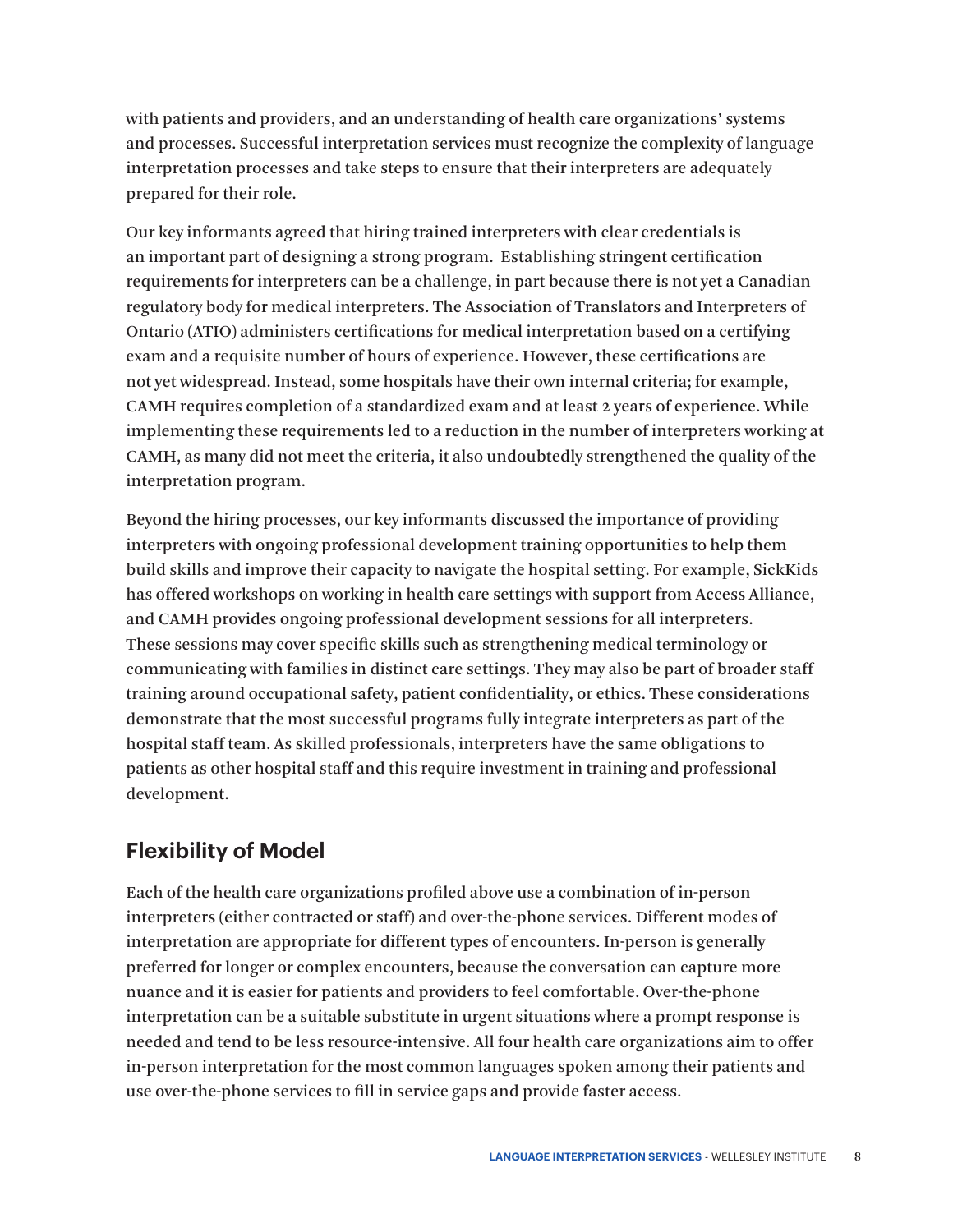with patients and providers, and an understanding of health care organizations' systems and processes. Successful interpretation services must recognize the complexity of language interpretation processes and take steps to ensure that their interpreters are adequately prepared for their role.

Our key informants agreed that hiring trained interpreters with clear credentials is an important part of designing a strong program. Establishing stringent certification requirements for interpreters can be a challenge, in part because there is not yet a Canadian regulatory body for medical interpreters. The Association of Translators and Interpreters of Ontario (ATIO) administers certifications for medical interpretation based on a certifying exam and a requisite number of hours of experience. However, these certifications are not yet widespread. Instead, some hospitals have their own internal criteria; for example, CAMH requires completion of a standardized exam and at least 2 years of experience. While implementing these requirements led to a reduction in the number of interpreters working at CAMH, as many did not meet the criteria, it also undoubtedly strengthened the quality of the interpretation program.

Beyond the hiring processes, our key informants discussed the importance of providing interpreters with ongoing professional development training opportunities to help them build skills and improve their capacity to navigate the hospital setting. For example, SickKids has offered workshops on working in health care settings with support from Access Alliance, and CAMH provides ongoing professional development sessions for all interpreters. These sessions may cover specific skills such as strengthening medical terminology or communicating with families in distinct care settings. They may also be part of broader staff training around occupational safety, patient confidentiality, or ethics. These considerations demonstrate that the most successful programs fully integrate interpreters as part of the hospital staff team. As skilled professionals, interpreters have the same obligations to patients as other hospital staff and this require investment in training and professional development.

## Flexibility of Model

Each of the health care organizations profiled above use a combination of in-person interpreters (either contracted or staff) and over-the-phone services. Different modes of interpretation are appropriate for different types of encounters. In-person is generally preferred for longer or complex encounters, because the conversation can capture more nuance and it is easier for patients and providers to feel comfortable. Over-the-phone interpretation can be a suitable substitute in urgent situations where a prompt response is needed and tend to be less resource-intensive. All four health care organizations aim to offer in-person interpretation for the most common languages spoken among their patients and use over-the-phone services to fill in service gaps and provide faster access.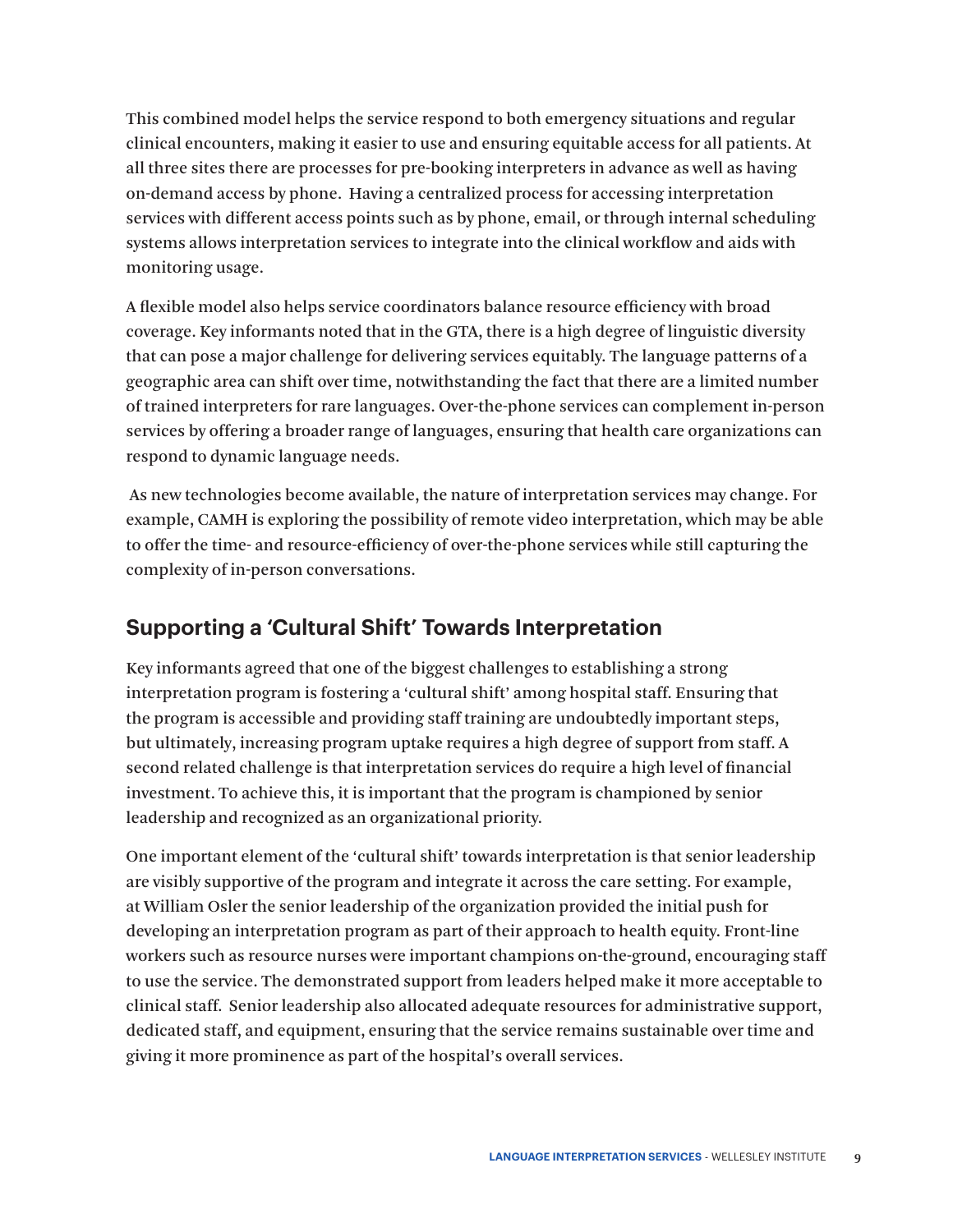This combined model helps the service respond to both emergency situations and regular clinical encounters, making it easier to use and ensuring equitable access for all patients. At all three sites there are processes for pre-booking interpreters in advance as well as having on-demand access by phone. Having a centralized process for accessing interpretation services with different access points such as by phone, email, or through internal scheduling systems allows interpretation services to integrate into the clinical workflow and aids with monitoring usage.

A flexible model also helps service coordinators balance resource efficiency with broad coverage. Key informants noted that in the GTA, there is a high degree of linguistic diversity that can pose a major challenge for delivering services equitably. The language patterns of a geographic area can shift over time, notwithstanding the fact that there are a limited number of trained interpreters for rare languages. Over-the-phone services can complement in-person services by offering a broader range of languages, ensuring that health care organizations can respond to dynamic language needs.

As new technologies become available, the nature of interpretation services may change. For example, CAMH is exploring the possibility of remote video interpretation, which may be able to offer the time- and resource-efficiency of over-the-phone services while still capturing the complexity of in-person conversations.

## Supporting a 'Cultural Shift' Towards Interpretation

Key informants agreed that one of the biggest challenges to establishing a strong interpretation program is fostering a 'cultural shift' among hospital staff. Ensuring that the program is accessible and providing staff training are undoubtedly important steps, but ultimately, increasing program uptake requires a high degree of support from staff. A second related challenge is that interpretation services do require a high level of financial investment. To achieve this, it is important that the program is championed by senior leadership and recognized as an organizational priority.

One important element of the 'cultural shift' towards interpretation is that senior leadership are visibly supportive of the program and integrate it across the care setting. For example, at William Osler the senior leadership of the organization provided the initial push for developing an interpretation program as part of their approach to health equity. Front-line workers such as resource nurses were important champions on-the-ground, encouraging staff to use the service. The demonstrated support from leaders helped make it more acceptable to clinical staff. Senior leadership also allocated adequate resources for administrative support, dedicated staff, and equipment, ensuring that the service remains sustainable over time and giving it more prominence as part of the hospital's overall services.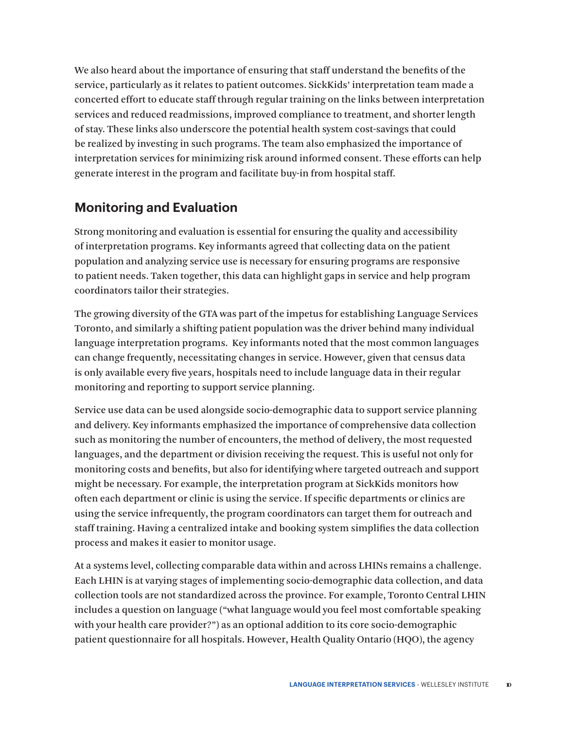We also heard about the importance of ensuring that staff understand the benefits of the service, particularly as it relates to patient outcomes. SickKids' interpretation team made a concerted effort to educate staff through regular training on the links between interpretation services and reduced readmissions, improved compliance to treatment, and shorter length of stay. These links also underscore the potential health system cost-savings that could be realized by investing in such programs. The team also emphasized the importance of interpretation services for minimizing risk around informed consent. These efforts can help generate interest in the program and facilitate buy-in from hospital staff.

## Monitoring and Evaluation

Strong monitoring and evaluation is essential for ensuring the quality and accessibility of interpretation programs. Key informants agreed that collecting data on the patient population and analyzing service use is necessary for ensuring programs are responsive to patient needs. Taken together, this data can highlight gaps in service and help program coordinators tailor their strategies.

The growing diversity of the GTA was part of the impetus for establishing Language Services Toronto, and similarly a shifting patient population was the driver behind many individual language interpretation programs. Key informants noted that the most common languages can change frequently, necessitating changes in service. However, given that census data is only available every five years, hospitals need to include language data in their regular monitoring and reporting to support service planning.

Service use data can be used alongside socio-demographic data to support service planning and delivery. Key informants emphasized the importance of comprehensive data collection such as monitoring the number of encounters, the method of delivery, the most requested languages, and the department or division receiving the request. This is useful not only for monitoring costs and benefits, but also for identifying where targeted outreach and support might be necessary. For example, the interpretation program at SickKids monitors how often each department or clinic is using the service. If specific departments or clinics are using the service infrequently, the program coordinators can target them for outreach and staff training. Having a centralized intake and booking system simplifies the data collection process and makes it easier to monitor usage.

At a systems level, collecting comparable data within and across LHINs remains a challenge. Each LHIN is at varying stages of implementing socio-demographic data collection, and data collection tools are not standardized across the province. For example, Toronto Central LHIN includes a question on language ("what language would you feel most comfortable speaking with your health care provider?") as an optional addition to its core socio-demographic patient questionnaire for all hospitals. However, Health Quality Ontario (HQO), the agency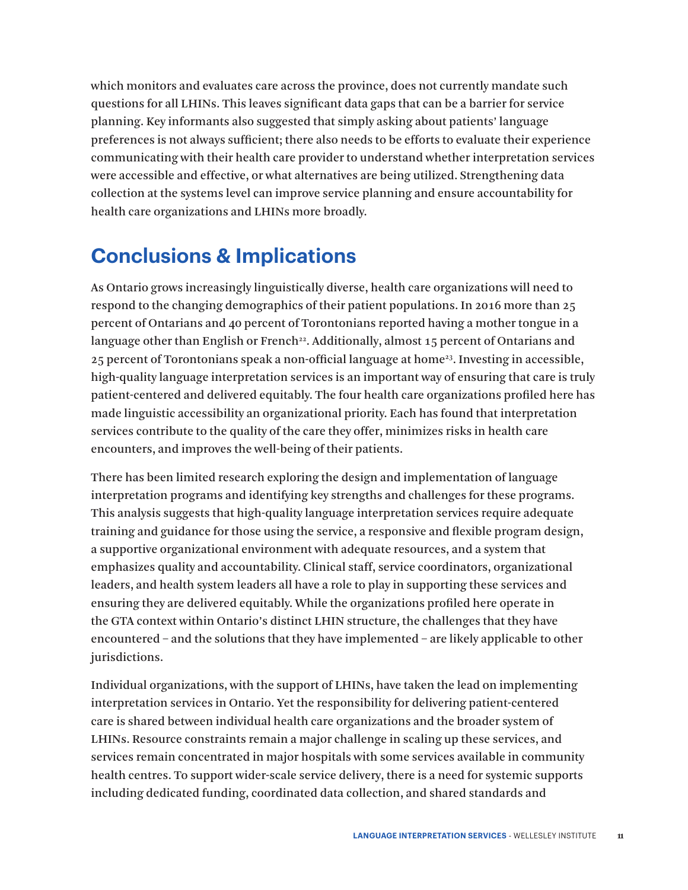which monitors and evaluates care across the province, does not currently mandate such questions for all LHINs. This leaves significant data gaps that can be a barrier for service planning. Key informants also suggested that simply asking about patients' language preferences is not always sufficient; there also needs to be efforts to evaluate their experience communicating with their health care provider to understand whether interpretation services were accessible and effective, or what alternatives are being utilized. Strengthening data collection at the systems level can improve service planning and ensure accountability for health care organizations and LHINs more broadly.

## Conclusions & Implications

As Ontario grows increasingly linguistically diverse, health care organizations will need to respond to the changing demographics of their patient populations. In 2016 more than 25 percent of Ontarians and 40 percent of Torontonians reported having a mother tongue in a language other than English or French[22]. Additionally, almost 15 percent of Ontarians and 25 percent of Torontonians speak a non-official language at home[23]. Investing in accessible, high-quality language interpretation services is an important way of ensuring that care is truly patient-centered and delivered equitably. The four health care organizations profiled here has made linguistic accessibility an organizational priority. Each has found that interpretation services contribute to the quality of the care they offer, minimizes risks in health care encounters, and improves the well-being of their patients.

There has been limited research exploring the design and implementation of language interpretation programs and identifying key strengths and challenges for these programs. This analysis suggests that high-quality language interpretation services require adequate training and guidance for those using the service, a responsive and flexible program design, a supportive organizational environment with adequate resources, and a system that emphasizes quality and accountability. Clinical staff, service coordinators, organizational leaders, and health system leaders all have a role to play in supporting these services and ensuring they are delivered equitably. While the organizations profiled here operate in the GTA context within Ontario's distinct LHIN structure, the challenges that they have encountered – and the solutions that they have implemented – are likely applicable to other jurisdictions.

Individual organizations, with the support of LHINs, have taken the lead on implementing interpretation services in Ontario. Yet the responsibility for delivering patient-centered care is shared between individual health care organizations and the broader system of LHINs. Resource constraints remain a major challenge in scaling up these services, and services remain concentrated in major hospitals with some services available in community health centres. To support wider-scale service delivery, there is a need for systemic supports including dedicated funding, coordinated data collection, and shared standards and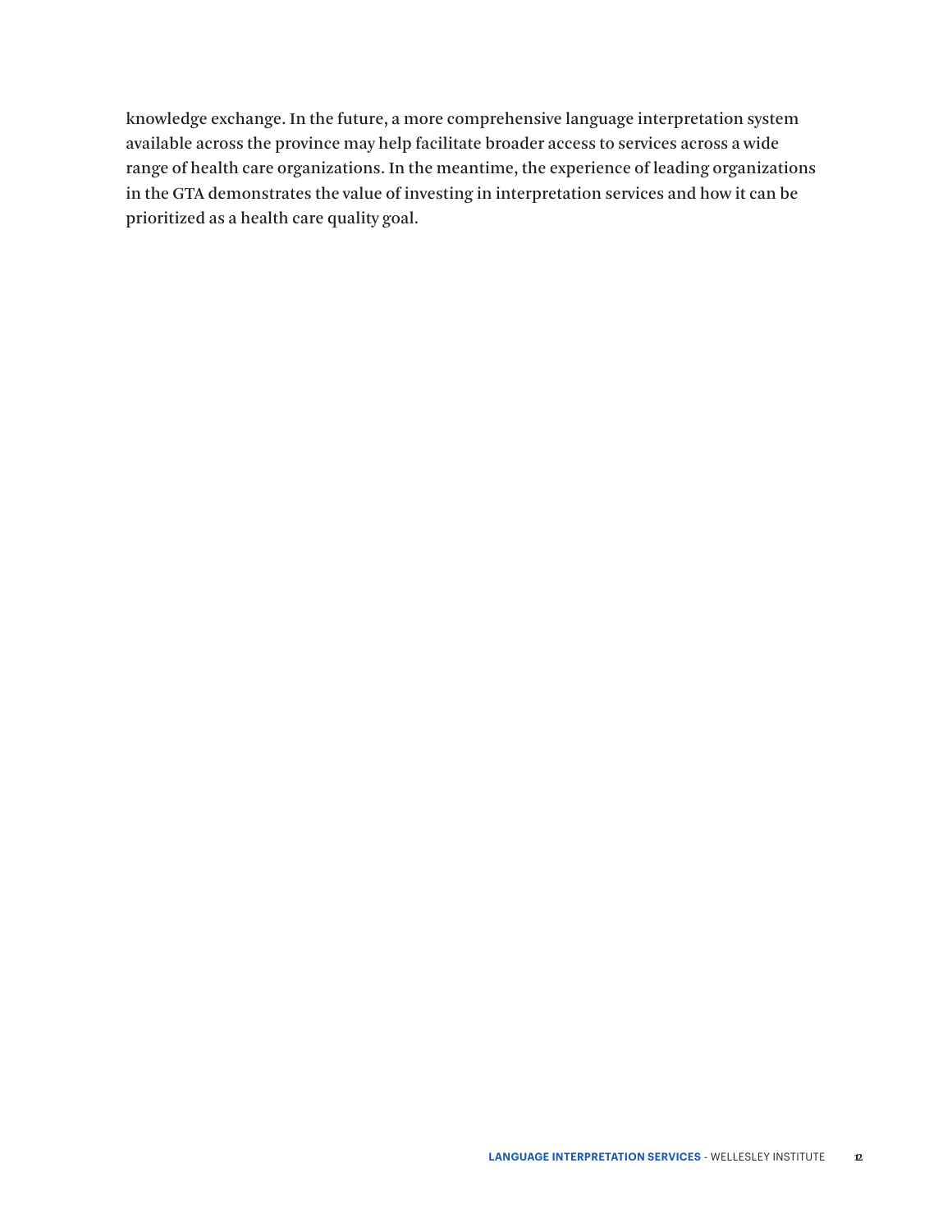knowledge exchange. In the future, a more comprehensive language interpretation system available across the province may help facilitate broader access to services across a wide range of health care organizations. In the meantime, the experience of leading organizations in the GTA demonstrates the value of investing in interpretation services and how it can be prioritized as a health care quality goal.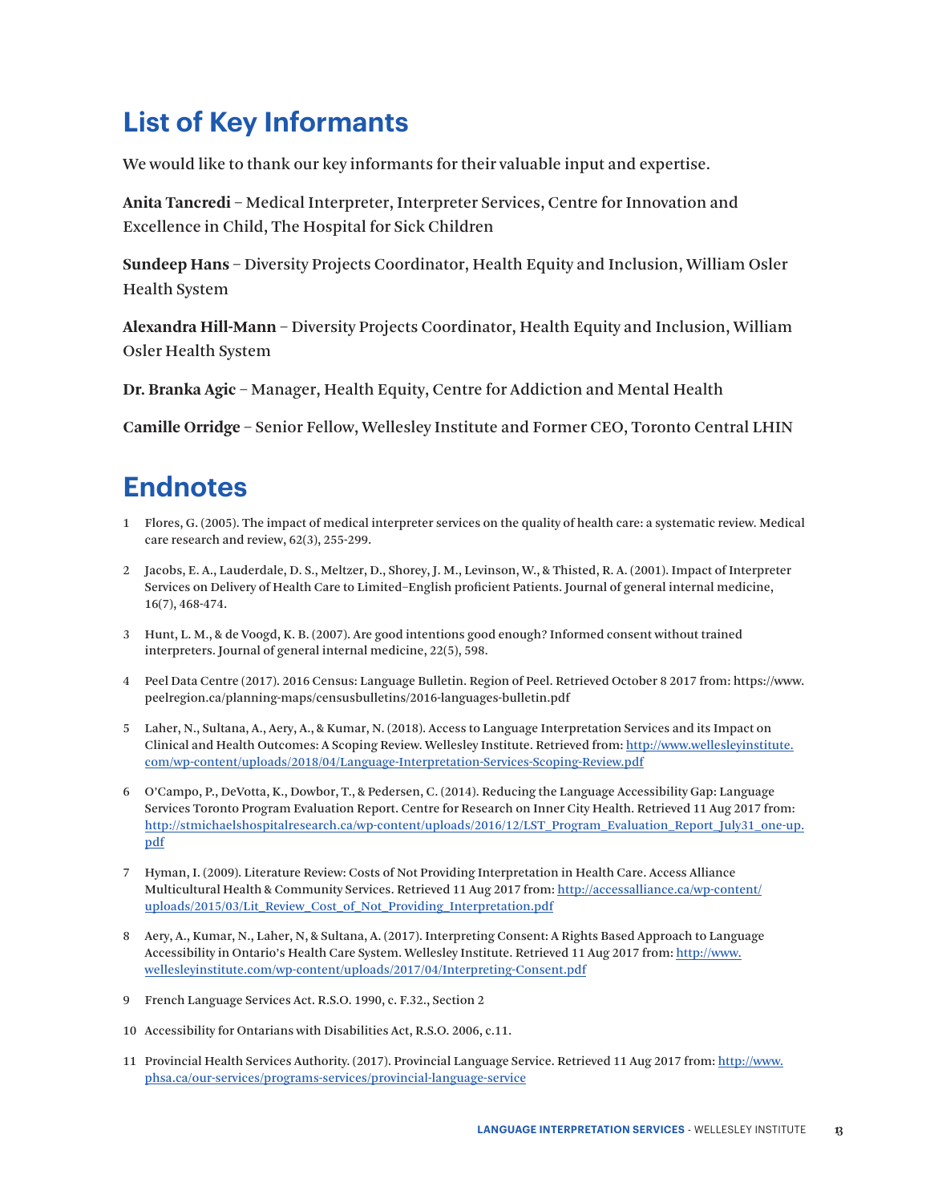## List of Key Informants

We would like to thank our key informants for their valuable input and expertise.

**Anita Tancredi** – Medical Interpreter, Interpreter Services, Centre for Innovation and Excellence in Child, The Hospital for Sick Children

**Sundeep Hans** – Diversity Projects Coordinator, Health Equity and Inclusion, William Osler Health System

**Alexandra Hill-Mann** – Diversity Projects Coordinator, Health Equity and Inclusion, William Osler Health System

**Dr. Branka Agic** – Manager, Health Equity, Centre for Addiction and Mental Health

**Camille Orridge** – Senior Fellow, Wellesley Institute and Former CEO, Toronto Central LHIN

## Endnotes

1 Flores, G. (2005). The impact of medical interpreter services on the quality of health care: a systematic review. Medical care research and review, 62(3), 255-299.

2 Jacobs, E. A., Lauderdale, D. S., Meltzer, D., Shorey, J. M., Levinson, W., & Thisted, R. A. (2001). Impact of Interpreter Services on Delivery of Health Care to Limited–English proficient Patients. Journal of general internal medicine, 16(7), 468-474.

3 Hunt, L. M., & de Voogd, K. B. (2007). Are good intentions good enough? Informed consent without trained interpreters. Journal of general internal medicine, 22(5), 598.

4 Peel Data Centre (2017). 2016 Census: Language Bulletin. Region of Peel. Retrieved October 8 2017 from: https://www.peelregion.ca/planning-maps/censusbulletins/2016-languages-bulletin.pdf

5 Laher, N., Sultana, A., Aery, A., & Kumar, N. (2018). Access to Language Interpretation Services and its Impact on Clinical and Health Outcomes: A Scoping Review. Wellesley Institute. Retrieved from: http://www.wellesleyinstitute.com/wp-content/uploads/2018/04/Language-Interpretation-Services-Scoping-Review.pdf

6 O'Campo, P., DeVotta, K., Dowbor, T., & Pedersen, C. (2014). Reducing the Language Accessibility Gap: Language Services Toronto Program Evaluation Report. Centre for Research on Inner City Health. Retrieved 11 Aug 2017 from: http://stmichaelshospitalresearch.ca/wp-content/uploads/2016/12/LST_Program_Evaluation_Report_July31_one-up.pdf

7 Hyman, I. (2009). Literature Review: Costs of Not Providing Interpretation in Health Care. Access Alliance Multicultural Health & Community Services. Retrieved 11 Aug 2017 from: http://accessalliance.ca/wp-content/uploads/2015/03/Lit_Review_Cost_of_Not_Providing_Interpretation.pdf

8 Aery, A., Kumar, N., Laher, N, & Sultana, A. (2017). Interpreting Consent: A Rights Based Approach to Language Accessibility in Ontario's Health Care System. Wellesley Institute. Retrieved 11 Aug 2017 from: http://www.wellesleyinstitute.com/wp-content/uploads/2017/04/Interpreting-Consent.pdf

9 French Language Services Act. R.S.O. 1990, c. F.32., Section 2

10 Accessibility for Ontarians with Disabilities Act, R.S.O. 2006, c.11.

11 Provincial Health Services Authority. (2017). Provincial Language Service. Retrieved 11 Aug 2017 from: http://www.phsa.ca/our-services/programs-services/provincial-language-service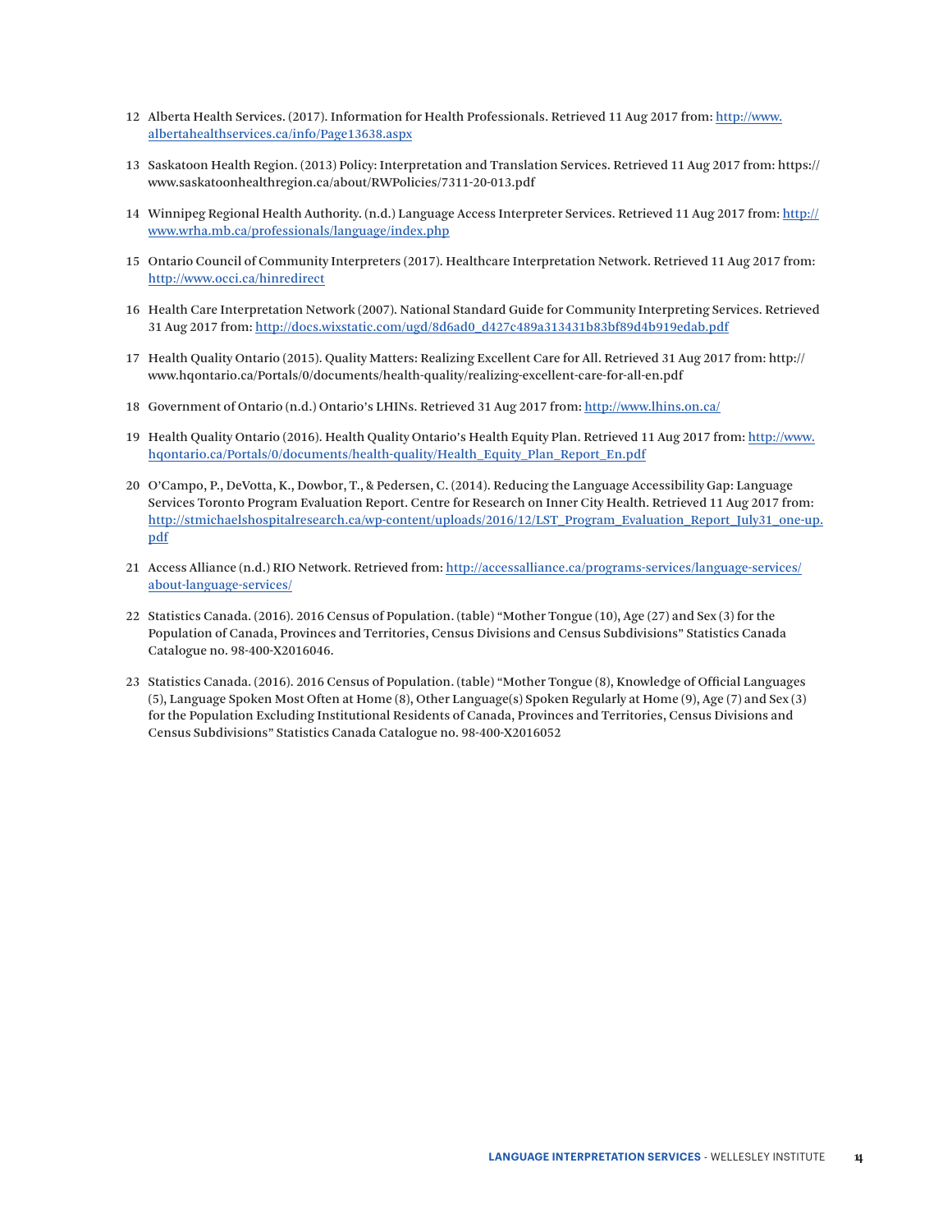12 Alberta Health Services. (2017). Information for Health Professionals. Retrieved 11 Aug 2017 from: http://www.albertahealthservices.ca/info/Page13638.aspx

13 Saskatoon Health Region. (2013) Policy: Interpretation and Translation Services. Retrieved 11 Aug 2017 from: https://www.saskatoonhealthregion.ca/about/RWPolicies/7311-20-013.pdf

14 Winnipeg Regional Health Authority. (n.d.) Language Access Interpreter Services. Retrieved 11 Aug 2017 from: http://www.wrha.mb.ca/professionals/language/index.php

15 Ontario Council of Community Interpreters (2017). Healthcare Interpretation Network. Retrieved 11 Aug 2017 from: http://www.occi.ca/hinredirect

16 Health Care Interpretation Network (2007). National Standard Guide for Community Interpreting Services. Retrieved 31 Aug 2017 from: http://docs.wixstatic.com/ugd/8d6ad0_d427c489a313431b83bf89d4b919edab.pdf

17 Health Quality Ontario (2015). Quality Matters: Realizing Excellent Care for All. Retrieved 31 Aug 2017 from: http://www.hqontario.ca/Portals/0/documents/health-quality/realizing-excellent-care-for-all-en.pdf

18 Government of Ontario (n.d.) Ontario's LHINs. Retrieved 31 Aug 2017 from: http://www.lhins.on.ca/

19 Health Quality Ontario (2016). Health Quality Ontario's Health Equity Plan. Retrieved 11 Aug 2017 from: http://www.hqontario.ca/Portals/0/documents/health-quality/Health_Equity_Plan_Report_En.pdf

20 O'Campo, P., DeVotta, K., Dowbor, T., & Pedersen, C. (2014). Reducing the Language Accessibility Gap: Language Services Toronto Program Evaluation Report. Centre for Research on Inner City Health. Retrieved 11 Aug 2017 from: http://stmichaelshospitalresearch.ca/wp-content/uploads/2016/12/LST_Program_Evaluation_Report_July31_one-up.pdf

21 Access Alliance (n.d.) RIO Network. Retrieved from: http://accessalliance.ca/programs-services/language-services/about-language-services/

22 Statistics Canada. (2016). 2016 Census of Population. (table) "Mother Tongue (10), Age (27) and Sex (3) for the Population of Canada, Provinces and Territories, Census Divisions and Census Subdivisions" Statistics Canada Catalogue no. 98-400-X2016046.

23 Statistics Canada. (2016). 2016 Census of Population. (table) "Mother Tongue (8), Knowledge of Official Languages (5), Language Spoken Most Often at Home (8), Other Language(s) Spoken Regularly at Home (9), Age (7) and Sex (3) for the Population Excluding Institutional Residents of Canada, Provinces and Territories, Census Divisions and Census Subdivisions" Statistics Canada Catalogue no. 98-400-X2016052